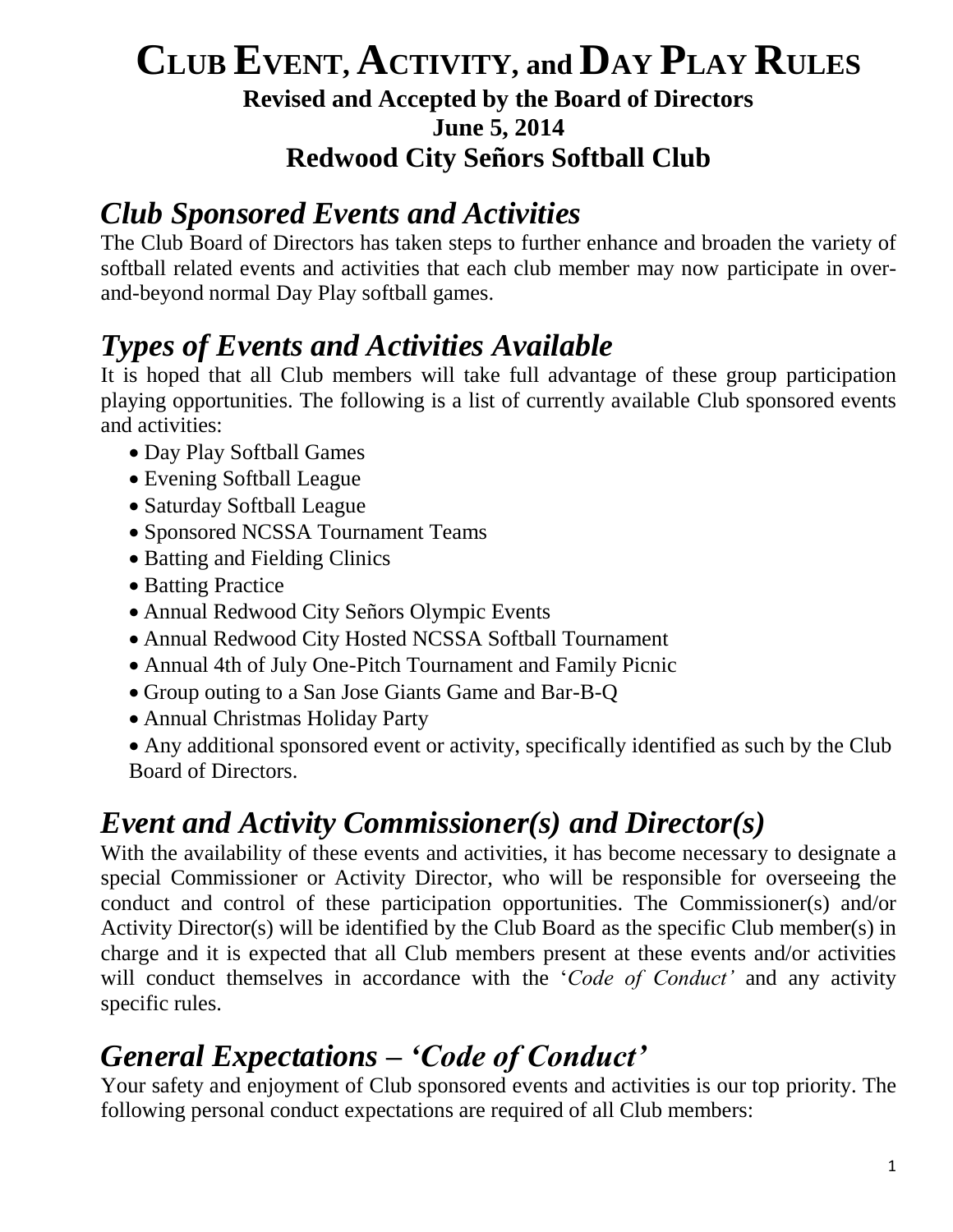# CLUB EVENT, ACTIVITY, and DAY PLAY RULES

**Revised and Accepted by the Board of Directors**
**June 5, 2014**
**Redwood City Señors Softball Club**

## *Club Sponsored Events and Activities*

The Club Board of Directors has taken steps to further enhance and broaden the variety of softball related events and activities that each club member may now participate in over-and-beyond normal Day Play softball games.

## *Types of Events and Activities Available*

It is hoped that all Club members will take full advantage of these group participation playing opportunities. The following is a list of currently available Club sponsored events and activities:

- Day Play Softball Games
- Evening Softball League
- Saturday Softball League
- Sponsored NCSSA Tournament Teams
- Batting and Fielding Clinics
- Batting Practice
- Annual Redwood City Señors Olympic Events
- Annual Redwood City Hosted NCSSA Softball Tournament
- Annual 4th of July One-Pitch Tournament and Family Picnic
- Group outing to a San Jose Giants Game and Bar-B-Q
- Annual Christmas Holiday Party
- Any additional sponsored event or activity, specifically identified as such by the Club Board of Directors.

## *Event and Activity Commissioner(s) and Director(s)*

With the availability of these events and activities, it has become necessary to designate a special Commissioner or Activity Director, who will be responsible for overseeing the conduct and control of these participation opportunities. The Commissioner(s) and/or Activity Director(s) will be identified by the Club Board as the specific Club member(s) in charge and it is expected that all Club members present at these events and/or activities will conduct themselves in accordance with the '*Code of Conduct'* and any activity specific rules.

## *General Expectations – 'Code of Conduct'*

Your safety and enjoyment of Club sponsored events and activities is our top priority. The following personal conduct expectations are required of all Club members: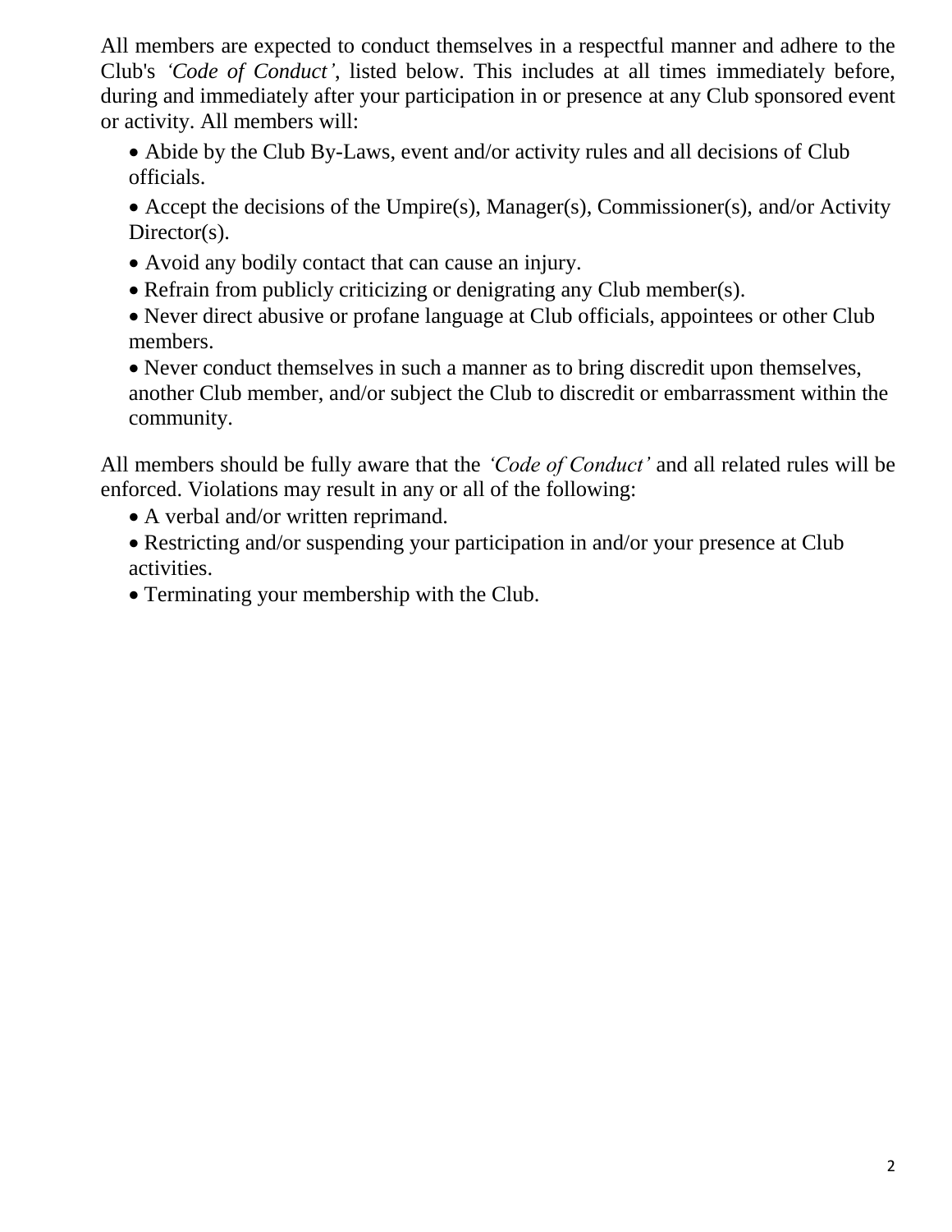All members are expected to conduct themselves in a respectful manner and adhere to the Club's *'Code of Conduct'*, listed below. This includes at all times immediately before, during and immediately after your participation in or presence at any Club sponsored event or activity. All members will:

- Abide by the Club By-Laws, event and/or activity rules and all decisions of Club officials.
- Accept the decisions of the Umpire(s), Manager(s), Commissioner(s), and/or Activity Director(s).
- Avoid any bodily contact that can cause an injury.
- Refrain from publicly criticizing or denigrating any Club member(s).
- Never direct abusive or profane language at Club officials, appointees or other Club members.
- Never conduct themselves in such a manner as to bring discredit upon themselves, another Club member, and/or subject the Club to discredit or embarrassment within the community.

All members should be fully aware that the *'Code of Conduct'* and all related rules will be enforced. Violations may result in any or all of the following:

- A verbal and/or written reprimand.
- Restricting and/or suspending your participation in and/or your presence at Club activities.
- Terminating your membership with the Club.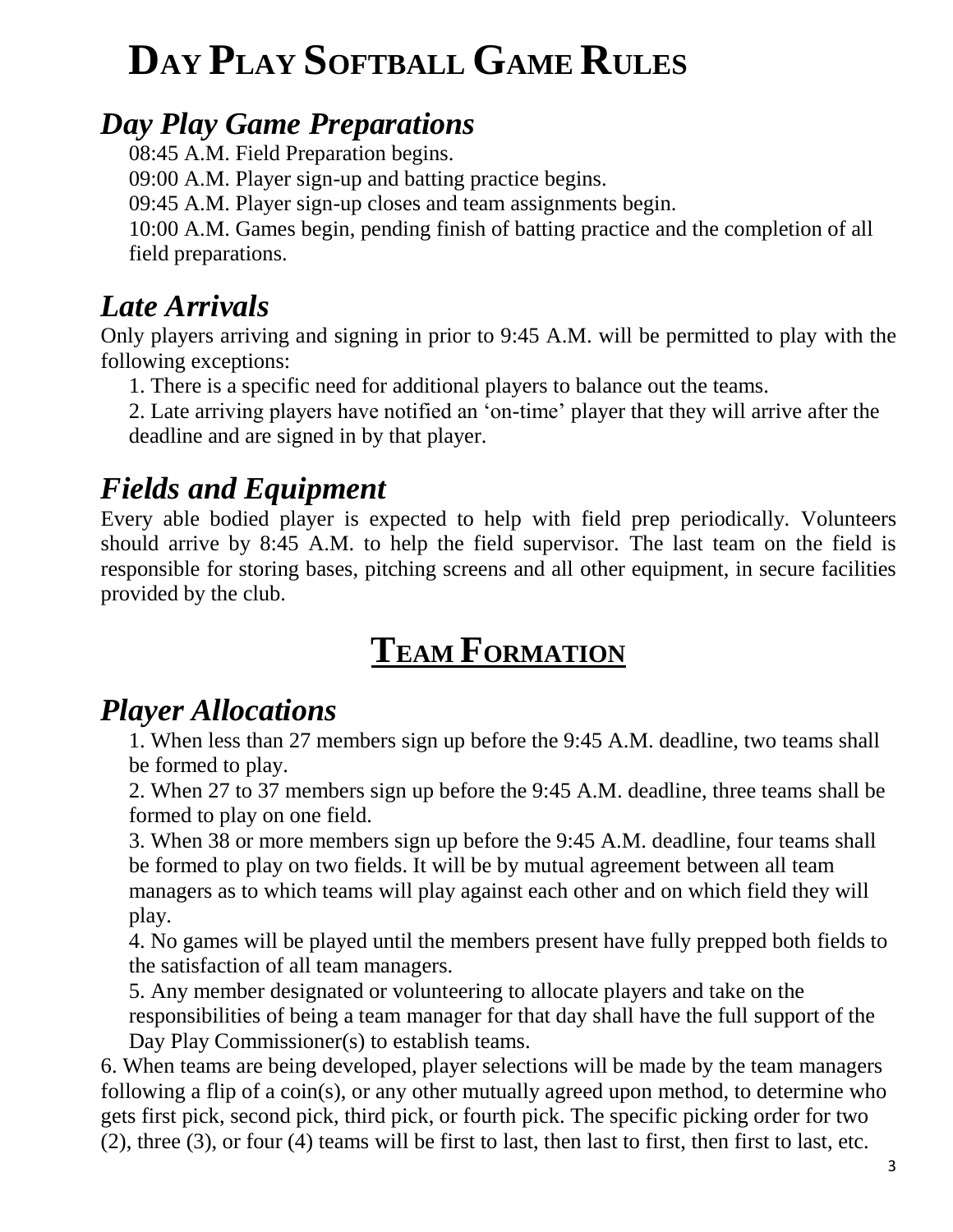# DAY PLAY SOFTBALL GAME RULES

## *Day Play Game Preparations*

08:45 A.M. Field Preparation begins.

09:00 A.M. Player sign-up and batting practice begins.

09:45 A.M. Player sign-up closes and team assignments begin.

10:00 A.M. Games begin, pending finish of batting practice and the completion of all field preparations.

## *Late Arrivals*

Only players arriving and signing in prior to 9:45 A.M. will be permitted to play with the following exceptions:

1. There is a specific need for additional players to balance out the teams.
2. Late arriving players have notified an 'on-time' player that they will arrive after the deadline and are signed in by that player.

## *Fields and Equipment*

Every able bodied player is expected to help with field prep periodically. Volunteers should arrive by 8:45 A.M. to help the field supervisor. The last team on the field is responsible for storing bases, pitching screens and all other equipment, in secure facilities provided by the club.

# TEAM FORMATION

## *Player Allocations*

1. When less than 27 members sign up before the 9:45 A.M. deadline, two teams shall be formed to play.
2. When 27 to 37 members sign up before the 9:45 A.M. deadline, three teams shall be formed to play on one field.
3. When 38 or more members sign up before the 9:45 A.M. deadline, four teams shall be formed to play on two fields. It will be by mutual agreement between all team managers as to which teams will play against each other and on which field they will play.
4. No games will be played until the members present have fully prepped both fields to the satisfaction of all team managers.
5. Any member designated or volunteering to allocate players and take on the responsibilities of being a team manager for that day shall have the full support of the Day Play Commissioner(s) to establish teams.

6. When teams are being developed, player selections will be made by the team managers following a flip of a coin(s), or any other mutually agreed upon method, to determine who gets first pick, second pick, third pick, or fourth pick. The specific picking order for two (2), three (3), or four (4) teams will be first to last, then last to first, then first to last, etc.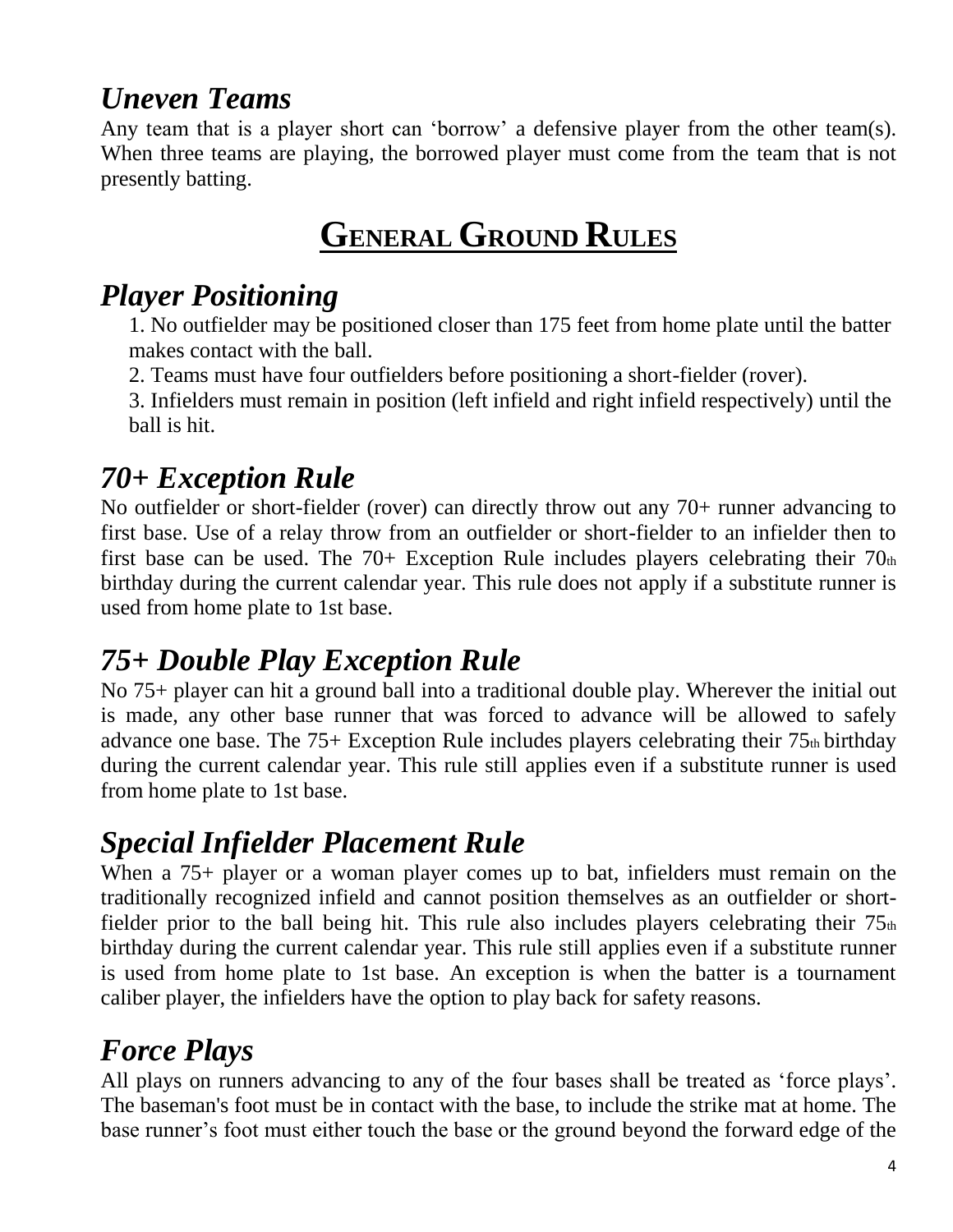## *Uneven Teams*

Any team that is a player short can 'borrow' a defensive player from the other team(s). When three teams are playing, the borrowed player must come from the team that is not presently batting.

# **GENERAL GROUND RULES**

## *Player Positioning*

1. No outfielder may be positioned closer than 175 feet from home plate until the batter makes contact with the ball.
2. Teams must have four outfielders before positioning a short-fielder (rover).
3. Infielders must remain in position (left infield and right infield respectively) until the ball is hit.

## *70+ Exception Rule*

No outfielder or short-fielder (rover) can directly throw out any 70+ runner advancing to first base. Use of a relay throw from an outfielder or short-fielder to an infielder then to first base can be used. The 70+ Exception Rule includes players celebrating their 70th birthday during the current calendar year. This rule does not apply if a substitute runner is used from home plate to 1st base.

## *75+ Double Play Exception Rule*

No 75+ player can hit a ground ball into a traditional double play. Wherever the initial out is made, any other base runner that was forced to advance will be allowed to safely advance one base. The 75+ Exception Rule includes players celebrating their 75th birthday during the current calendar year. This rule still applies even if a substitute runner is used from home plate to 1st base.

## *Special Infielder Placement Rule*

When a 75+ player or a woman player comes up to bat, infielders must remain on the traditionally recognized infield and cannot position themselves as an outfielder or short-fielder prior to the ball being hit. This rule also includes players celebrating their 75th birthday during the current calendar year. This rule still applies even if a substitute runner is used from home plate to 1st base. An exception is when the batter is a tournament caliber player, the infielders have the option to play back for safety reasons.

## *Force Plays*

All plays on runners advancing to any of the four bases shall be treated as 'force plays'. The baseman's foot must be in contact with the base, to include the strike mat at home. The base runner's foot must either touch the base or the ground beyond the forward edge of the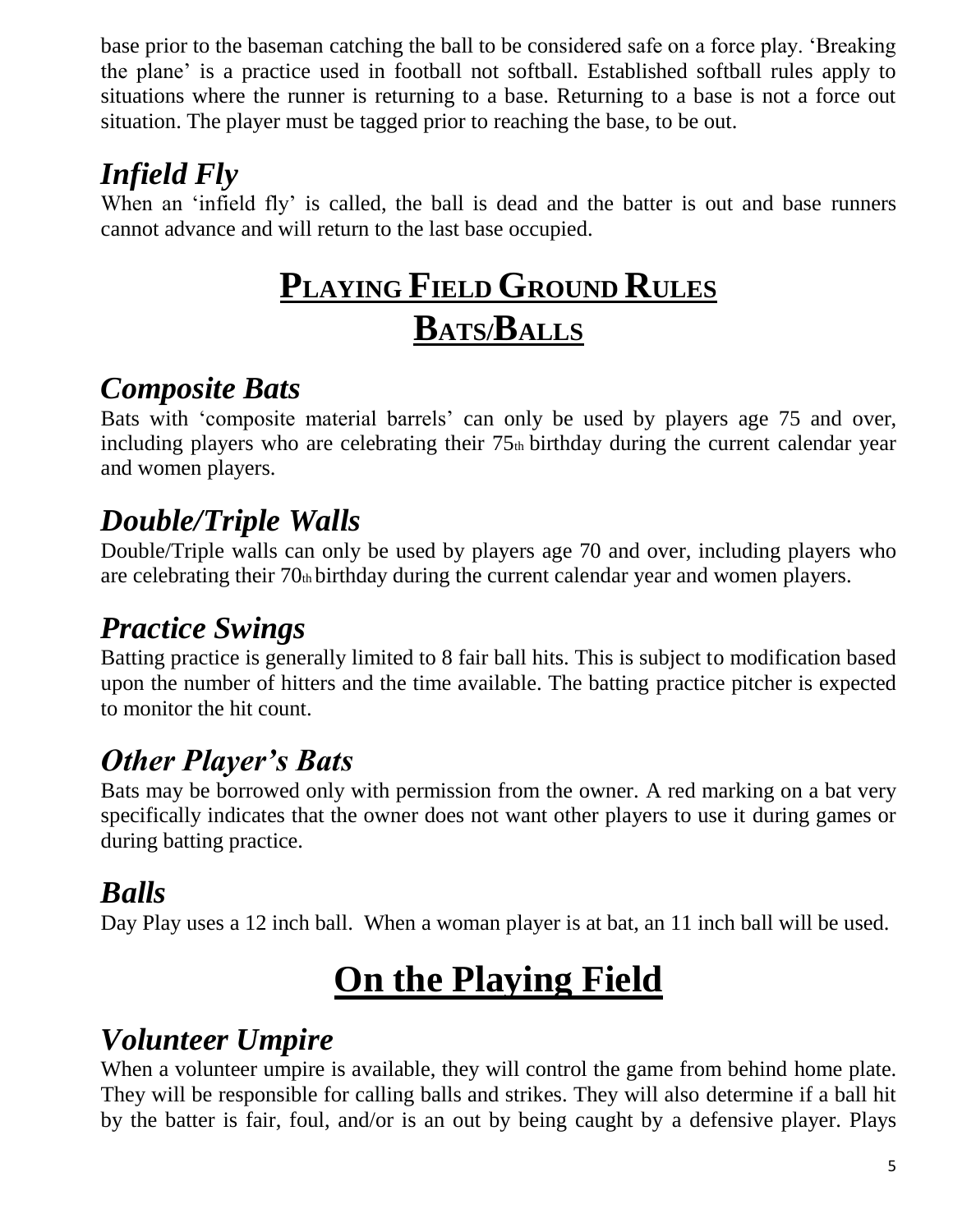base prior to the baseman catching the ball to be considered safe on a force play. 'Breaking the plane' is a practice used in football not softball. Established softball rules apply to situations where the runner is returning to a base. Returning to a base is not a force out situation. The player must be tagged prior to reaching the base, to be out.

### *Infield Fly*

When an 'infield fly' is called, the ball is dead and the batter is out and base runners cannot advance and will return to the last base occupied.

# PLAYING FIELD GROUND RULES

## BATS/BALLS

### *Composite Bats*

Bats with 'composite material barrels' can only be used by players age 75 and over, including players who are celebrating their 75th birthday during the current calendar year and women players.

### *Double/Triple Walls*

Double/Triple walls can only be used by players age 70 and over, including players who are celebrating their 70th birthday during the current calendar year and women players.

### *Practice Swings*

Batting practice is generally limited to 8 fair ball hits. This is subject to modification based upon the number of hitters and the time available. The batting practice pitcher is expected to monitor the hit count.

### *Other Player's Bats*

Bats may be borrowed only with permission from the owner. A red marking on a bat very specifically indicates that the owner does not want other players to use it during games or during batting practice.

### *Balls*

Day Play uses a 12 inch ball. When a woman player is at bat, an 11 inch ball will be used.

# On the Playing Field

### *Volunteer Umpire*

When a volunteer umpire is available, they will control the game from behind home plate. They will be responsible for calling balls and strikes. They will also determine if a ball hit by the batter is fair, foul, and/or is an out by being caught by a defensive player. Plays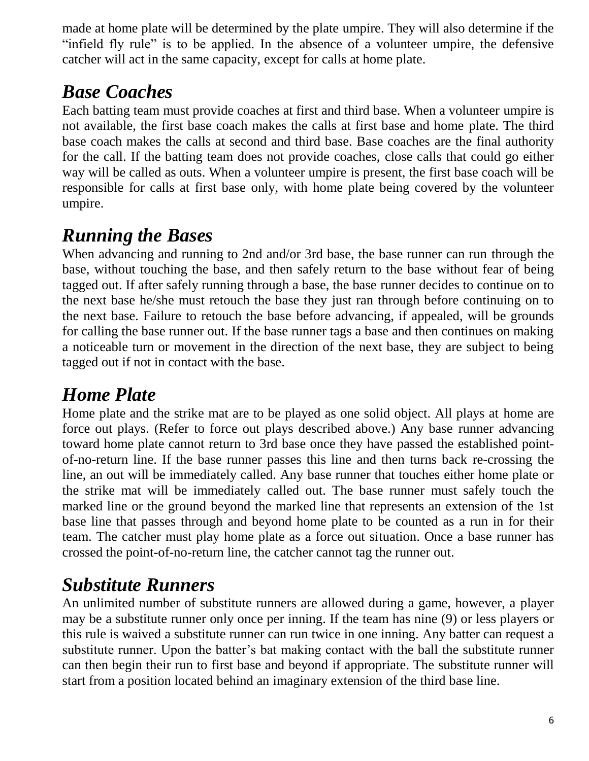made at home plate will be determined by the plate umpire. They will also determine if the "infield fly rule" is to be applied. In the absence of a volunteer umpire, the defensive catcher will act in the same capacity, except for calls at home plate.

## *Base Coaches*

Each batting team must provide coaches at first and third base. When a volunteer umpire is not available, the first base coach makes the calls at first base and home plate. The third base coach makes the calls at second and third base. Base coaches are the final authority for the call. If the batting team does not provide coaches, close calls that could go either way will be called as outs. When a volunteer umpire is present, the first base coach will be responsible for calls at first base only, with home plate being covered by the volunteer umpire.

## *Running the Bases*

When advancing and running to 2nd and/or 3rd base, the base runner can run through the base, without touching the base, and then safely return to the base without fear of being tagged out. If after safely running through a base, the base runner decides to continue on to the next base he/she must retouch the base they just ran through before continuing on to the next base. Failure to retouch the base before advancing, if appealed, will be grounds for calling the base runner out. If the base runner tags a base and then continues on making a noticeable turn or movement in the direction of the next base, they are subject to being tagged out if not in contact with the base.

## *Home Plate*

Home plate and the strike mat are to be played as one solid object. All plays at home are force out plays. (Refer to force out plays described above.) Any base runner advancing toward home plate cannot return to 3rd base once they have passed the established point-of-no-return line. If the base runner passes this line and then turns back re-crossing the line, an out will be immediately called. Any base runner that touches either home plate or the strike mat will be immediately called out. The base runner must safely touch the marked line or the ground beyond the marked line that represents an extension of the 1st base line that passes through and beyond home plate to be counted as a run in for their team. The catcher must play home plate as a force out situation. Once a base runner has crossed the point-of-no-return line, the catcher cannot tag the runner out.

## *Substitute Runners*

An unlimited number of substitute runners are allowed during a game, however, a player may be a substitute runner only once per inning. If the team has nine (9) or less players or this rule is waived a substitute runner can run twice in one inning. Any batter can request a substitute runner. Upon the batter's bat making contact with the ball the substitute runner can then begin their run to first base and beyond if appropriate. The substitute runner will start from a position located behind an imaginary extension of the third base line.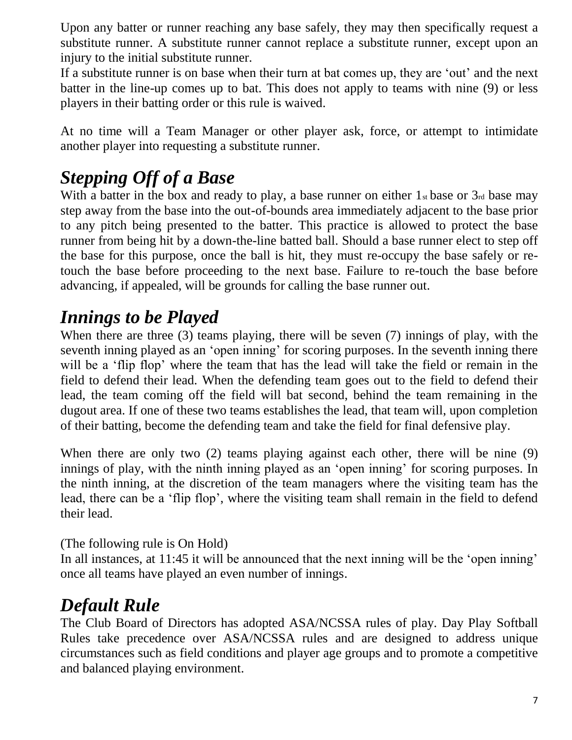Upon any batter or runner reaching any base safely, they may then specifically request a substitute runner. A substitute runner cannot replace a substitute runner, except upon an injury to the initial substitute runner.
If a substitute runner is on base when their turn at bat comes up, they are 'out' and the next batter in the line-up comes up to bat. This does not apply to teams with nine (9) or less players in their batting order or this rule is waived.

At no time will a Team Manager or other player ask, force, or attempt to intimidate another player into requesting a substitute runner.

## *Stepping Off of a Base*

With a batter in the box and ready to play, a base runner on either 1st base or 3rd base may step away from the base into the out-of-bounds area immediately adjacent to the base prior to any pitch being presented to the batter. This practice is allowed to protect the base runner from being hit by a down-the-line batted ball. Should a base runner elect to step off the base for this purpose, once the ball is hit, they must re-occupy the base safely or re-touch the base before proceeding to the next base. Failure to re-touch the base before advancing, if appealed, will be grounds for calling the base runner out.

## *Innings to be Played*

When there are three (3) teams playing, there will be seven (7) innings of play, with the seventh inning played as an 'open inning' for scoring purposes. In the seventh inning there will be a 'flip flop' where the team that has the lead will take the field or remain in the field to defend their lead. When the defending team goes out to the field to defend their lead, the team coming off the field will bat second, behind the team remaining in the dugout area. If one of these two teams establishes the lead, that team will, upon completion of their batting, become the defending team and take the field for final defensive play.

When there are only two (2) teams playing against each other, there will be nine (9) innings of play, with the ninth inning played as an 'open inning' for scoring purposes. In the ninth inning, at the discretion of the team managers where the visiting team has the lead, there can be a 'flip flop', where the visiting team shall remain in the field to defend their lead.

(The following rule is On Hold)
In all instances, at 11:45 it will be announced that the next inning will be the 'open inning' once all teams have played an even number of innings.

## *Default Rule*

The Club Board of Directors has adopted ASA/NCSSA rules of play. Day Play Softball Rules take precedence over ASA/NCSSA rules and are designed to address unique circumstances such as field conditions and player age groups and to promote a competitive and balanced playing environment.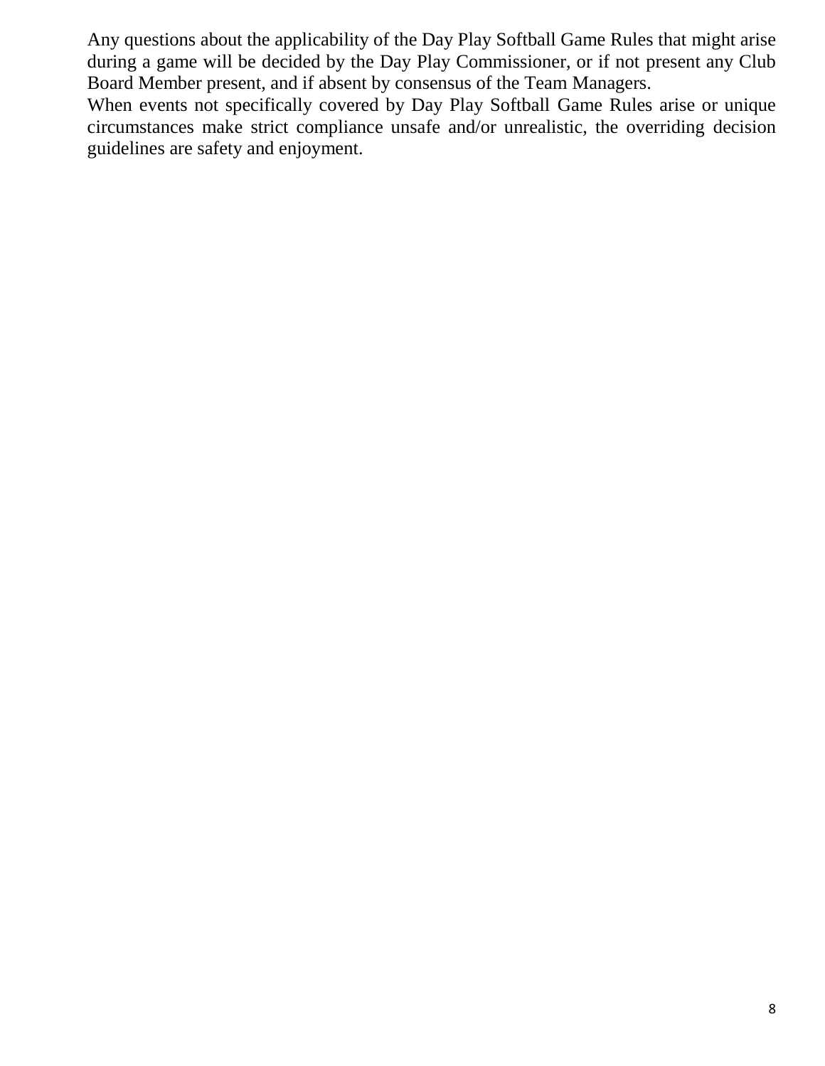Any questions about the applicability of the Day Play Softball Game Rules that might arise during a game will be decided by the Day Play Commissioner, or if not present any Club Board Member present, and if absent by consensus of the Team Managers.

When events not specifically covered by Day Play Softball Game Rules arise or unique circumstances make strict compliance unsafe and/or unrealistic, the overriding decision guidelines are safety and enjoyment.